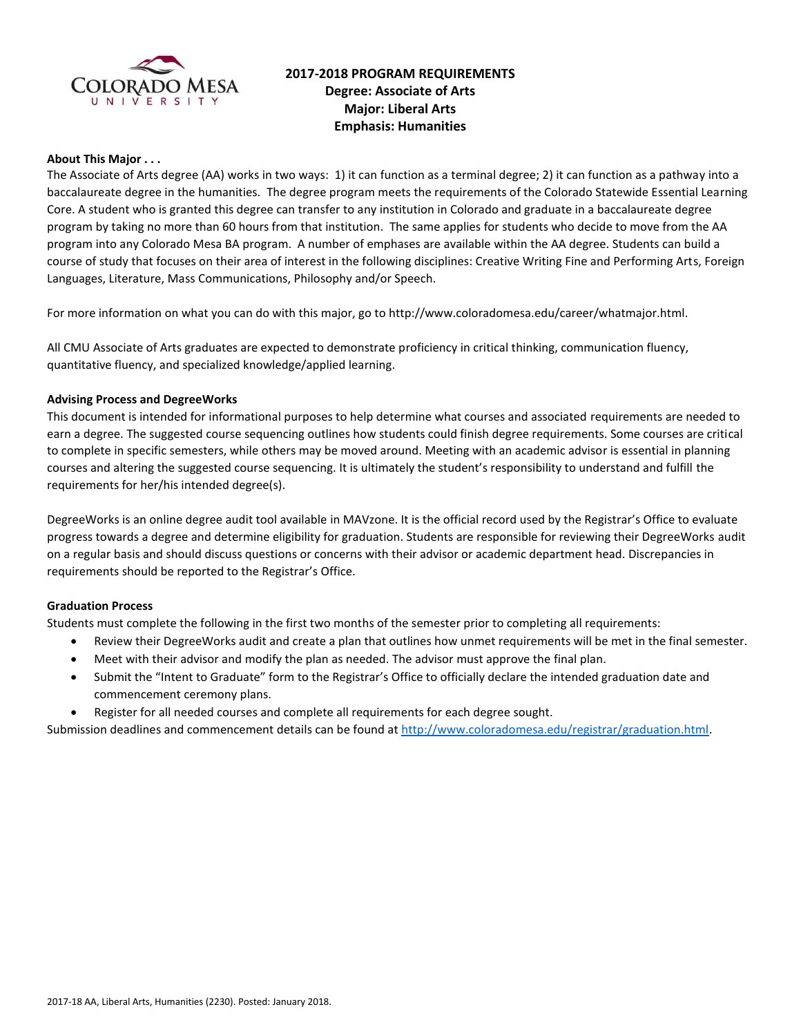# 2017-2018 PROGRAM REQUIREMENTS
## Degree: Associate of Arts
## Major: Liberal Arts
## Emphasis: Humanities

**About This Major . . .**

The Associate of Arts degree (AA) works in two ways: 1) it can function as a terminal degree; 2) it can function as a pathway into a baccalaureate degree in the humanities. The degree program meets the requirements of the Colorado Statewide Essential Learning Core. A student who is granted this degree can transfer to any institution in Colorado and graduate in a baccalaureate degree program by taking no more than 60 hours from that institution. The same applies for students who decide to move from the AA program into any Colorado Mesa BA program. A number of emphases are available within the AA degree. Students can build a course of study that focuses on their area of interest in the following disciplines: Creative Writing Fine and Performing Arts, Foreign Languages, Literature, Mass Communications, Philosophy and/or Speech.

For more information on what you can do with this major, go to http://www.coloradomesa.edu/career/whatmajor.html.

All CMU Associate of Arts graduates are expected to demonstrate proficiency in critical thinking, communication fluency, quantitative fluency, and specialized knowledge/applied learning.

**Advising Process and DegreeWorks**

This document is intended for informational purposes to help determine what courses and associated requirements are needed to earn a degree. The suggested course sequencing outlines how students could finish degree requirements. Some courses are critical to complete in specific semesters, while others may be moved around. Meeting with an academic advisor is essential in planning courses and altering the suggested course sequencing. It is ultimately the student's responsibility to understand and fulfill the requirements for her/his intended degree(s).

DegreeWorks is an online degree audit tool available in MAVzone. It is the official record used by the Registrar's Office to evaluate progress towards a degree and determine eligibility for graduation. Students are responsible for reviewing their DegreeWorks audit on a regular basis and should discuss questions or concerns with their advisor or academic department head. Discrepancies in requirements should be reported to the Registrar's Office.

**Graduation Process**

Students must complete the following in the first two months of the semester prior to completing all requirements:

- Review their DegreeWorks audit and create a plan that outlines how unmet requirements will be met in the final semester.
- Meet with their advisor and modify the plan as needed. The advisor must approve the final plan.
- Submit the "Intent to Graduate" form to the Registrar's Office to officially declare the intended graduation date and commencement ceremony plans.
- Register for all needed courses and complete all requirements for each degree sought.

Submission deadlines and commencement details can be found at http://www.coloradomesa.edu/registrar/graduation.html.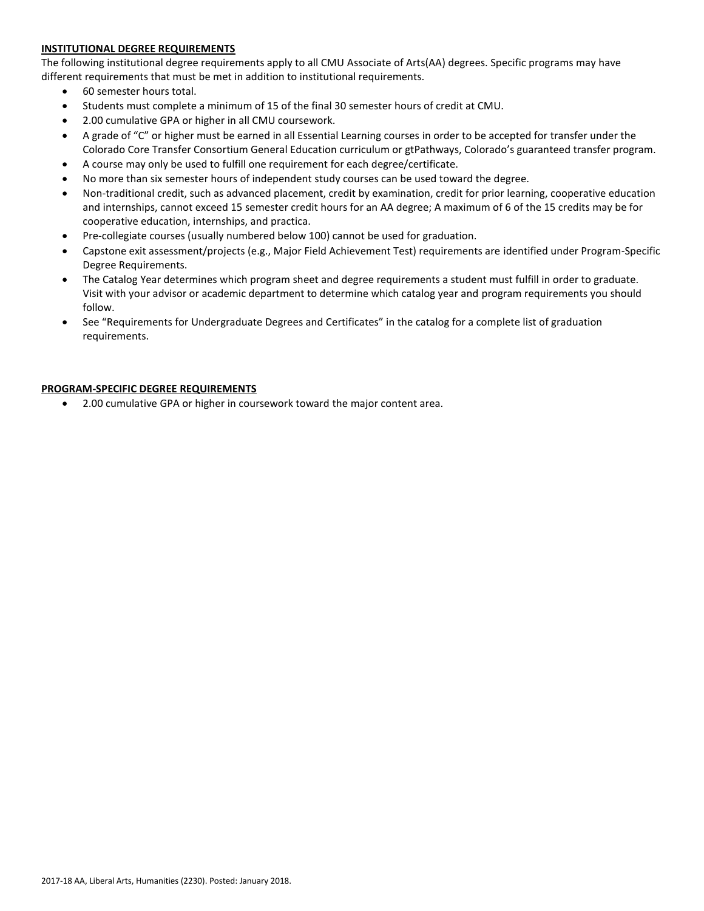## INSTITUTIONAL DEGREE REQUIREMENTS

The following institutional degree requirements apply to all CMU Associate of Arts(AA) degrees. Specific programs may have different requirements that must be met in addition to institutional requirements.

- 60 semester hours total.
- Students must complete a minimum of 15 of the final 30 semester hours of credit at CMU.
- 2.00 cumulative GPA or higher in all CMU coursework.
- A grade of "C" or higher must be earned in all Essential Learning courses in order to be accepted for transfer under the Colorado Core Transfer Consortium General Education curriculum or gtPathways, Colorado's guaranteed transfer program.
- A course may only be used to fulfill one requirement for each degree/certificate.
- No more than six semester hours of independent study courses can be used toward the degree.
- Non-traditional credit, such as advanced placement, credit by examination, credit for prior learning, cooperative education and internships, cannot exceed 15 semester credit hours for an AA degree; A maximum of 6 of the 15 credits may be for cooperative education, internships, and practica.
- Pre-collegiate courses (usually numbered below 100) cannot be used for graduation.
- Capstone exit assessment/projects (e.g., Major Field Achievement Test) requirements are identified under Program-Specific Degree Requirements.
- The Catalog Year determines which program sheet and degree requirements a student must fulfill in order to graduate. Visit with your advisor or academic department to determine which catalog year and program requirements you should follow.
- See "Requirements for Undergraduate Degrees and Certificates" in the catalog for a complete list of graduation requirements.

## PROGRAM-SPECIFIC DEGREE REQUIREMENTS

- 2.00 cumulative GPA or higher in coursework toward the major content area.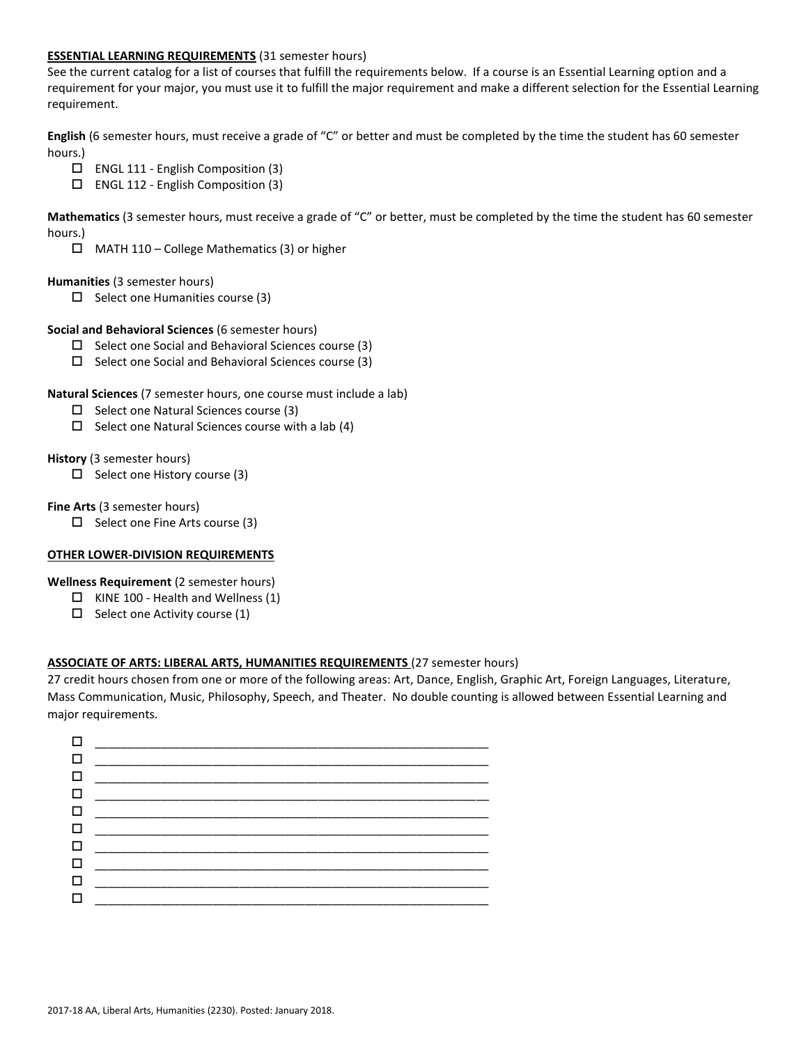**ESSENTIAL LEARNING REQUIREMENTS** (31 semester hours)

See the current catalog for a list of courses that fulfill the requirements below. If a course is an Essential Learning option and a requirement for your major, you must use it to fulfill the major requirement and make a different selection for the Essential Learning requirement.

**English** (6 semester hours, must receive a grade of "C" or better and must be completed by the time the student has 60 semester hours.)

- ☐ ENGL 111 - English Composition (3)
- ☐ ENGL 112 - English Composition (3)

**Mathematics** (3 semester hours, must receive a grade of "C" or better, must be completed by the time the student has 60 semester hours.)

- ☐ MATH 110 – College Mathematics (3) or higher

**Humanities** (3 semester hours)

- ☐ Select one Humanities course (3)

**Social and Behavioral Sciences** (6 semester hours)

- ☐ Select one Social and Behavioral Sciences course (3)
- ☐ Select one Social and Behavioral Sciences course (3)

**Natural Sciences** (7 semester hours, one course must include a lab)

- ☐ Select one Natural Sciences course (3)
- ☐ Select one Natural Sciences course with a lab (4)

**History** (3 semester hours)

- ☐ Select one History course (3)

**Fine Arts** (3 semester hours)

- ☐ Select one Fine Arts course (3)

**OTHER LOWER-DIVISION REQUIREMENTS**

**Wellness Requirement** (2 semester hours)

- ☐ KINE 100 - Health and Wellness (1)
- ☐ Select one Activity course (1)

**ASSOCIATE OF ARTS: LIBERAL ARTS, HUMANITIES REQUIREMENTS** (27 semester hours)

27 credit hours chosen from one or more of the following areas: Art, Dance, English, Graphic Art, Foreign Languages, Literature, Mass Communication, Music, Philosophy, Speech, and Theater. No double counting is allowed between Essential Learning and major requirements.

- ☐ ____________________________________________
- ☐ ____________________________________________
- ☐ ____________________________________________
- ☐ ____________________________________________
- ☐ ____________________________________________
- ☐ ____________________________________________
- ☐ ____________________________________________
- ☐ ____________________________________________
- ☐ ____________________________________________
- ☐ ____________________________________________

2017-18 AA, Liberal Arts, Humanities (2230). Posted: January 2018.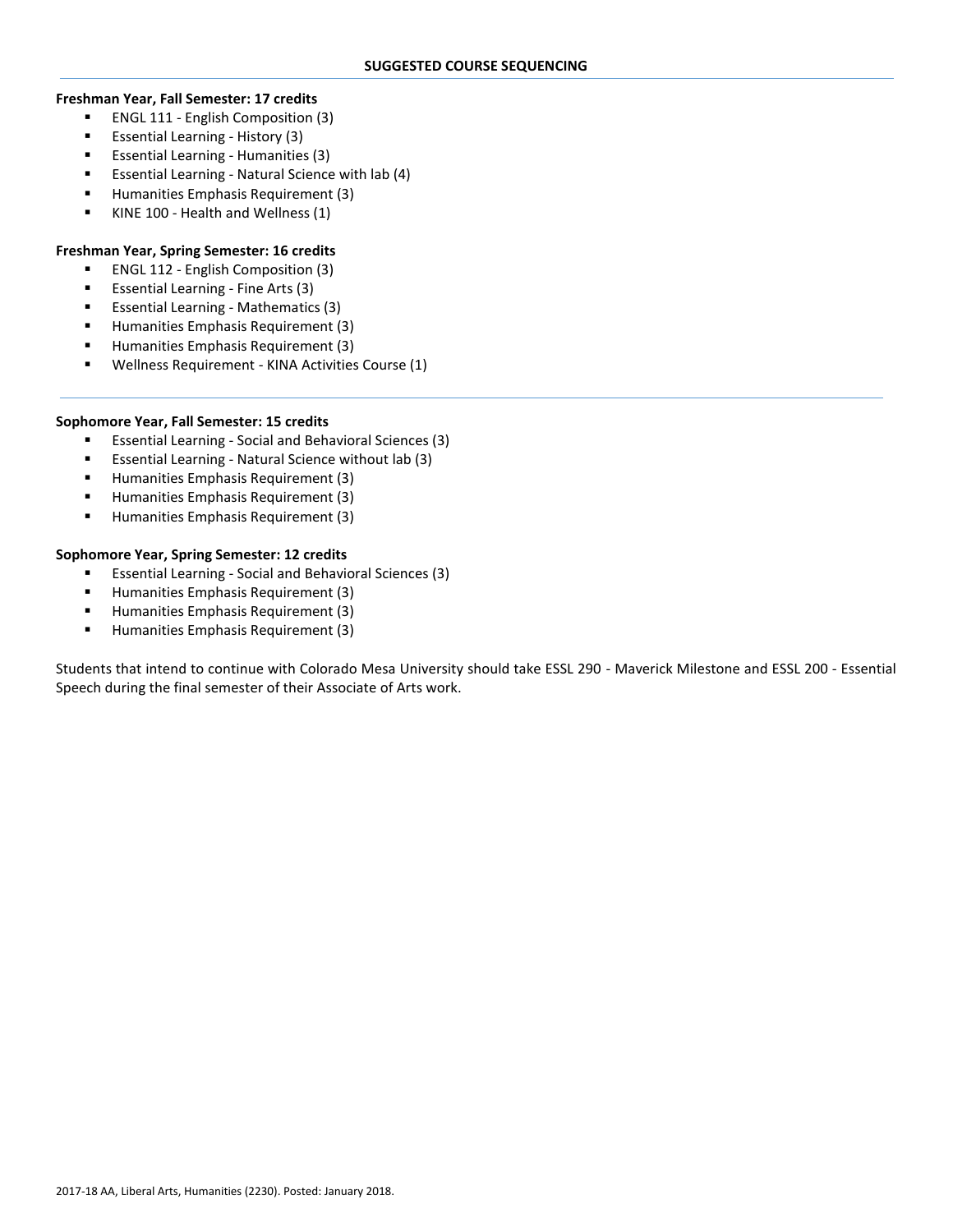## SUGGESTED COURSE SEQUENCING

**Freshman Year, Fall Semester: 17 credits**

- ENGL 111 - English Composition (3)
- Essential Learning - History (3)
- Essential Learning - Humanities (3)
- Essential Learning - Natural Science with lab (4)
- Humanities Emphasis Requirement (3)
- KINE 100 - Health and Wellness (1)

**Freshman Year, Spring Semester: 16 credits**

- ENGL 112 - English Composition (3)
- Essential Learning - Fine Arts (3)
- Essential Learning - Mathematics (3)
- Humanities Emphasis Requirement (3)
- Humanities Emphasis Requirement (3)
- Wellness Requirement - KINA Activities Course (1)

---

**Sophomore Year, Fall Semester: 15 credits**

- Essential Learning - Social and Behavioral Sciences (3)
- Essential Learning - Natural Science without lab (3)
- Humanities Emphasis Requirement (3)
- Humanities Emphasis Requirement (3)
- Humanities Emphasis Requirement (3)

**Sophomore Year, Spring Semester: 12 credits**

- Essential Learning - Social and Behavioral Sciences (3)
- Humanities Emphasis Requirement (3)
- Humanities Emphasis Requirement (3)
- Humanities Emphasis Requirement (3)

Students that intend to continue with Colorado Mesa University should take ESSL 290 - Maverick Milestone and ESSL 200 - Essential Speech during the final semester of their Associate of Arts work.

2017-18 AA, Liberal Arts, Humanities (2230). Posted: January 2018.